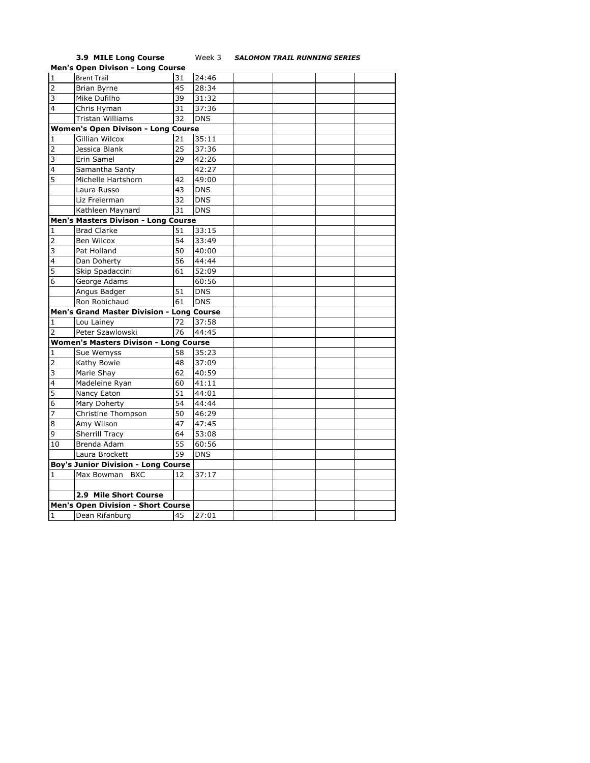**3.9 MILE Long Course** Week 3 ***SALOMON TRAIL RUNNING SERIES***

| | | | | | | | |
|---|---|---|---|---|---|---|---|
| **Men's Open Divison - Long Course** | | | | | | | |
| 1 | Brent Trail | 31 | 24:46 | | | | |
| 2 | Brian Byrne | 45 | 28:34 | | | | |
| 3 | Mike Dufilho | 39 | 31:32 | | | | |
| 4 | Chris Hyman | 31 | 37:36 | | | | |
| | Tristan Williams | 32 | DNS | | | | |
| **Women's Open Divison - Long Course** | | | | | | | |
| 1 | Gillian Wilcox | 21 | 35:11 | | | | |
| 2 | Jessica Blank | 25 | 37:36 | | | | |
| 3 | Erin Samel | 29 | 42:26 | | | | |
| 4 | Samantha Santy | | 42:27 | | | | |
| 5 | Michelle Hartshorn | 42 | 49:00 | | | | |
| | Laura Russo | 43 | DNS | | | | |
| | Liz Freierman | 32 | DNS | | | | |
| | Kathleen Maynard | 31 | DNS | | | | |
| **Men's Masters Divison - Long Course** | | | | | | | |
| 1 | Brad Clarke | 51 | 33:15 | | | | |
| 2 | Ben Wilcox | 54 | 33:49 | | | | |
| 3 | Pat Holland | 50 | 40:00 | | | | |
| 4 | Dan Doherty | 56 | 44:44 | | | | |
| 5 | Skip Spadaccini | 61 | 52:09 | | | | |
| 6 | George Adams | | 60:56 | | | | |
| | Angus Badger | 51 | DNS | | | | |
| | Ron Robichaud | 61 | DNS | | | | |
| **Men's Grand Master Division - Long Course** | | | | | | | |
| 1 | Lou Lainey | 72 | 37:58 | | | | |
| 2 | Peter Szawlowski | 76 | 44:45 | | | | |
| **Women's Masters Divison - Long Course** | | | | | | | |
| 1 | Sue Wemyss | 58 | 35:23 | | | | |
| 2 | Kathy Bowie | 48 | 37:09 | | | | |
| 3 | Marie Shay | 62 | 40:59 | | | | |
| 4 | Madeleine Ryan | 60 | 41:11 | | | | |
| 5 | Nancy Eaton | 51 | 44:01 | | | | |
| 6 | Mary Doherty | 54 | 44:44 | | | | |
| 7 | Christine Thompson | 50 | 46:29 | | | | |
| 8 | Amy Wilson | 47 | 47:45 | | | | |
| 9 | Sherrill Tracy | 64 | 53:08 | | | | |
| 10 | Brenda Adam | 55 | 60:56 | | | | |
| | Laura Brockett | 59 | DNS | | | | |
| **Boy's Junior Division - Long Course** | | | | | | | |
| 1 | Max Bowman BXC | 12 | 37:17 | | | | |
| | | | | | | | |
| | **2.9 Mile Short Course** | | | | | | |
| **Men's Open Division - Short Course** | | | | | | | |
| 1 | Dean Rifanburg | 45 | 27:01 | | | | |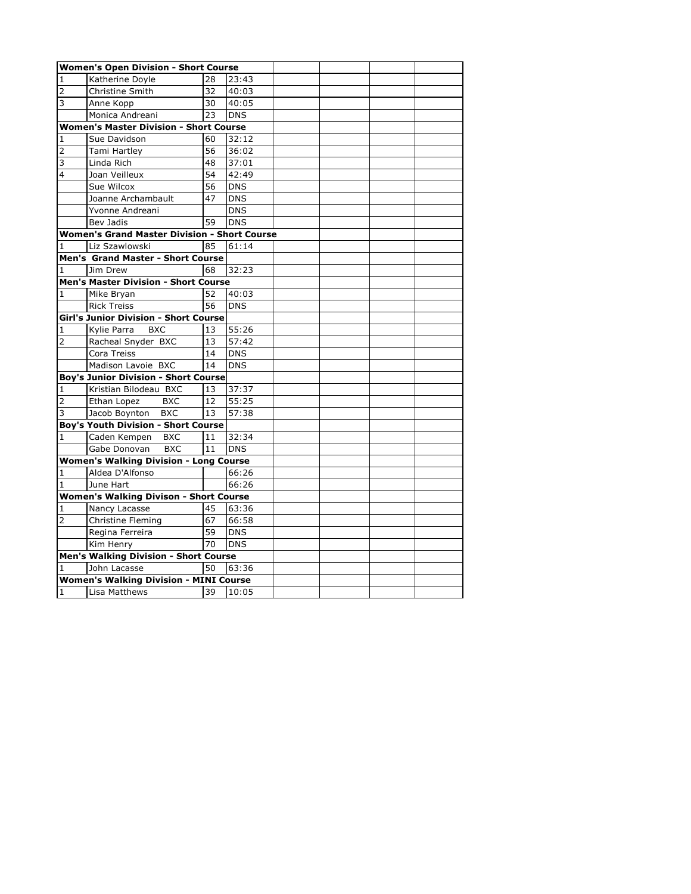| | | | | | | | |
|---|---|---|---|---|---|---|---|
| **Women's Open Division - Short Course** | | | | | | | |
| 1 | Katherine Doyle | 28 | 23:43 | | | | |
| 2 | Christine Smith | 32 | 40:03 | | | | |
| 3 | Anne Kopp | 30 | 40:05 | | | | |
| | Monica Andreani | 23 | DNS | | | | |
| **Women's Master Division - Short Course** | | | | | | | |
| 1 | Sue Davidson | 60 | 32:12 | | | | |
| 2 | Tami Hartley | 56 | 36:02 | | | | |
| 3 | Linda Rich | 48 | 37:01 | | | | |
| 4 | Joan Veilleux | 54 | 42:49 | | | | |
| | Sue Wilcox | 56 | DNS | | | | |
| | Joanne Archambault | 47 | DNS | | | | |
| | Yvonne Andreani | | DNS | | | | |
| | Bev Jadis | 59 | DNS | | | | |
| **Women's Grand Master Division - Short Course** | | | | | | | |
| 1 | Liz Szawlowski | 85 | 61:14 | | | | |
| **Men's Grand Master - Short Course** | | | | | | | |
| 1 | Jim Drew | 68 | 32:23 | | | | |
| **Men's Master Division - Short Course** | | | | | | | |
| 1 | Mike Bryan | 52 | 40:03 | | | | |
| | Rick Treiss | 56 | DNS | | | | |
| **Girl's Junior Division - Short Course** | | | | | | | |
| 1 | Kylie Parra BXC | 13 | 55:26 | | | | |
| 2 | Racheal Snyder BXC | 13 | 57:42 | | | | |
| | Cora Treiss | 14 | DNS | | | | |
| | Madison Lavoie BXC | 14 | DNS | | | | |
| **Boy's Junior Division - Short Course** | | | | | | | |
| 1 | Kristian Bilodeau BXC | 13 | 37:37 | | | | |
| 2 | Ethan Lopez BXC | 12 | 55:25 | | | | |
| 3 | Jacob Boynton BXC | 13 | 57:38 | | | | |
| **Boy's Youth Division - Short Course** | | | | | | | |
| 1 | Caden Kempen BXC | 11 | 32:34 | | | | |
| | Gabe Donovan BXC | 11 | DNS | | | | |
| **Women's Walking Division - Long Course** | | | | | | | |
| 1 | Aldea D'Alfonso | | 66:26 | | | | |
| 1 | June Hart | | 66:26 | | | | |
| **Women's Walking Divison - Short Course** | | | | | | | |
| 1 | Nancy Lacasse | 45 | 63:36 | | | | |
| 2 | Christine Fleming | 67 | 66:58 | | | | |
| | Regina Ferreira | 59 | DNS | | | | |
| | Kim Henry | 70 | DNS | | | | |
| **Men's Walking Division - Short Course** | | | | | | | |
| 1 | John Lacasse | 50 | 63:36 | | | | |
| **Women's Walking Division - MINI Course** | | | | | | | |
| 1 | Lisa Matthews | 39 | 10:05 | | | | |